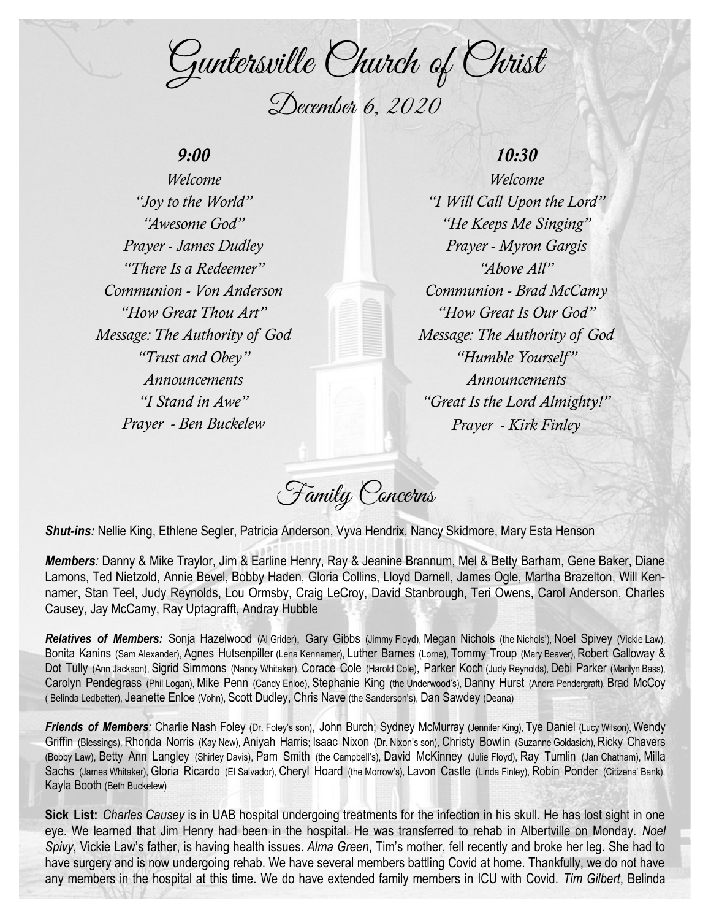# Guntersville Church of Christ

## December 6, 2020

### *9:00*

*Welcome*
*"Joy to the World"*
*"Awesome God"*
*Prayer - James Dudley*
*"There Is a Redeemer"*
*Communion - Von Anderson*
*"How Great Thou Art"*
*Message: The Authority of God*
*"Trust and Obey"*
*Announcements*
*"I Stand in Awe"*
*Prayer - Ben Buckelew*

### *10:30*

*Welcome*
*"I Will Call Upon the Lord"*
*"He Keeps Me Singing"*
*Prayer - Myron Gargis*
*"Above All"*
*Communion - Brad McCamy*
*"How Great Is Our God"*
*Message: The Authority of God*
*"Humble Yourself"*
*Announcements*
*"Great Is the Lord Almighty!"*
*Prayer - Kirk Finley*

## Family Concerns

***Shut-ins:*** Nellie King, Ethlene Segler, Patricia Anderson, Vyva Hendrix, Nancy Skidmore, Mary Esta Henson

***Members**:* Danny & Mike Traylor, Jim & Earline Henry, Ray & Jeanine Brannum, Mel & Betty Barham, Gene Baker, Diane Lamons, Ted Nietzold, Annie Bevel, Bobby Haden, Gloria Collins, Lloyd Darnell, James Ogle, Martha Brazelton, Will Kennamer, Stan Teel, Judy Reynolds, Lou Ormsby, Craig LeCroy, David Stanbrough, Teri Owens, Carol Anderson, Charles Causey, Jay McCamy, Ray Uptagrafft, Andray Hubble

***Relatives of Members:*** Sonja Hazelwood (Al Grider), Gary Gibbs (Jimmy Floyd), Megan Nichols (the Nichols'), Noel Spivey (Vickie Law), Bonita Kanins (Sam Alexander), Agnes Hutsenpiller (Lena Kennamer), Luther Barnes (Lorne), Tommy Troup (Mary Beaver), Robert Galloway & Dot Tully (Ann Jackson), Sigrid Simmons (Nancy Whitaker), Corace Cole (Harold Cole), Parker Koch (Judy Reynolds), Debi Parker (Marilyn Bass), Carolyn Pendegrass (Phil Logan), Mike Penn (Candy Enloe), Stephanie King (the Underwood's), Danny Hurst (Andra Pendergraft), Brad McCoy ( Belinda Ledbetter), Jeanette Enloe (Vohn), Scott Dudley, Chris Nave (the Sanderson's), Dan Sawdey (Deana)

***Friends of Members**:* Charlie Nash Foley (Dr. Foley's son), John Burch; Sydney McMurray (Jennifer King), Tye Daniel (Lucy Wilson), Wendy Griffin (Blessings), Rhonda Norris (Kay New), Aniyah Harris; Isaac Nixon (Dr. Nixon's son), Christy Bowlin (Suzanne Goldasich), Ricky Chavers (Bobby Law), Betty Ann Langley (Shirley Davis), Pam Smith (the Campbell's), David McKinney (Julie Floyd), Ray Tumlin (Jan Chatham), Milla Sachs (James Whitaker), Gloria Ricardo (El Salvador), Cheryl Hoard (the Morrow's), Lavon Castle (Linda Finley), Robin Ponder (Citizens' Bank), Kayla Booth (Beth Buckelew)

**Sick List:** *Charles Causey* is in UAB hospital undergoing treatments for the infection in his skull. He has lost sight in one eye. We learned that Jim Henry had been in the hospital. He was transferred to rehab in Albertville on Monday. *Noel Spivy*, Vickie Law's father, is having health issues. *Alma Green*, Tim's mother, fell recently and broke her leg. She had to have surgery and is now undergoing rehab. We have several members battling Covid at home. Thankfully, we do not have any members in the hospital at this time. We do have extended family members in ICU with Covid. *Tim Gilbert*, Belinda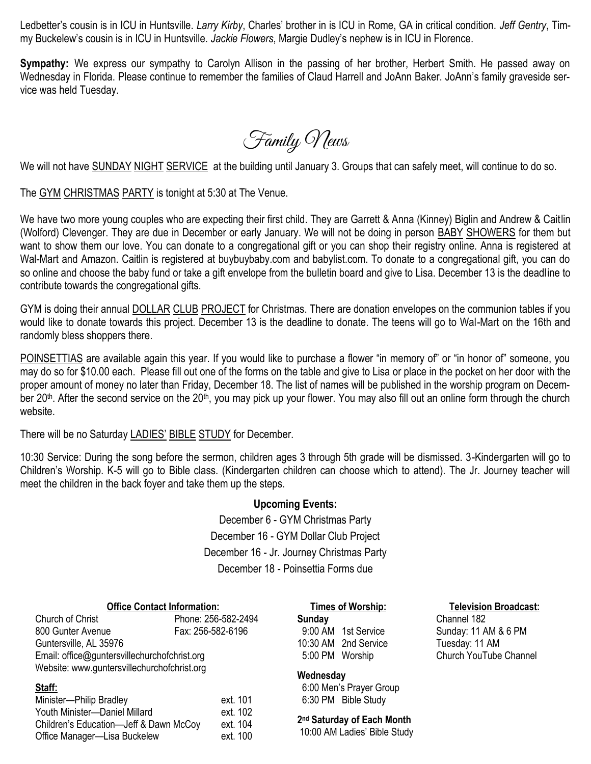Ledbetter's cousin is in ICU in Huntsville. *Larry Kirby*, Charles' brother in is ICU in Rome, GA in critical condition. *Jeff Gentry*, Timmy Buckelew's cousin is in ICU in Huntsville. *Jackie Flowers*, Margie Dudley's nephew is in ICU in Florence.

**Sympathy:** We express our sympathy to Carolyn Allison in the passing of her brother, Herbert Smith. He passed away on Wednesday in Florida. Please continue to remember the families of Claud Harrell and JoAnn Baker. JoAnn's family graveside service was held Tuesday.

## Family News

We will not have SUNDAY NIGHT SERVICE at the building until January 3. Groups that can safely meet, will continue to do so.

The GYM CHRISTMAS PARTY is tonight at 5:30 at The Venue.

We have two more young couples who are expecting their first child. They are Garrett & Anna (Kinney) Biglin and Andrew & Caitlin (Wolford) Clevenger. They are due in December or early January. We will not be doing in person BABY SHOWERS for them but want to show them our love. You can donate to a congregational gift or you can shop their registry online. Anna is registered at Wal-Mart and Amazon. Caitlin is registered at buybuybaby.com and babylist.com. To donate to a congregational gift, you can do so online and choose the baby fund or take a gift envelope from the bulletin board and give to Lisa. December 13 is the deadline to contribute towards the congregational gifts.

GYM is doing their annual DOLLAR CLUB PROJECT for Christmas. There are donation envelopes on the communion tables if you would like to donate towards this project. December 13 is the deadline to donate. The teens will go to Wal-Mart on the 16th and randomly bless shoppers there.

POINSETTIAS are available again this year. If you would like to purchase a flower "in memory of" or "in honor of" someone, you may do so for $10.00 each. Please fill out one of the forms on the table and give to Lisa or place in the pocket on her door with the proper amount of money no later than Friday, December 18. The list of names will be published in the worship program on December 20th. After the second service on the 20th, you may pick up your flower. You may also fill out an online form through the church website.

There will be no Saturday LADIES' BIBLE STUDY for December.

10:30 Service: During the song before the sermon, children ages 3 through 5th grade will be dismissed. 3-Kindergarten will go to Children's Worship. K-5 will go to Bible class. (Kindergarten children can choose which to attend). The Jr. Journey teacher will meet the children in the back foyer and take them up the steps.

**Upcoming Events:**

December 6 - GYM Christmas Party
December 16 - GYM Dollar Club Project
December 16 - Jr. Journey Christmas Party
December 18 - Poinsettia Forms due

**Office Contact Information:**

Church of Christ — Phone: 256-582-2494
800 Gunter Avenue — Fax: 256-582-6196
Guntersville, AL 35976
Email: office@guntersvillechurchofchrist.org
Website: www.guntersvillechurchofchrist.org

**Staff:**

| | |
|---|---|
| Minister—Philip Bradley | ext. 101 |
| Youth Minister—Daniel Millard | ext. 102 |
| Children's Education—Jeff & Dawn McCoy | ext. 104 |
| Office Manager—Lisa Buckelew | ext. 100 |

**Times of Worship:**

**Sunday**
9:00 AM 1st Service
10:30 AM 2nd Service
5:00 PM Worship

**Wednesday**
6:00 Men's Prayer Group
6:30 PM Bible Study

**2nd Saturday of Each Month**
10:00 AM Ladies' Bible Study

**Television Broadcast:**

Channel 182
Sunday: 11 AM & 6 PM
Tuesday: 11 AM
Church YouTube Channel